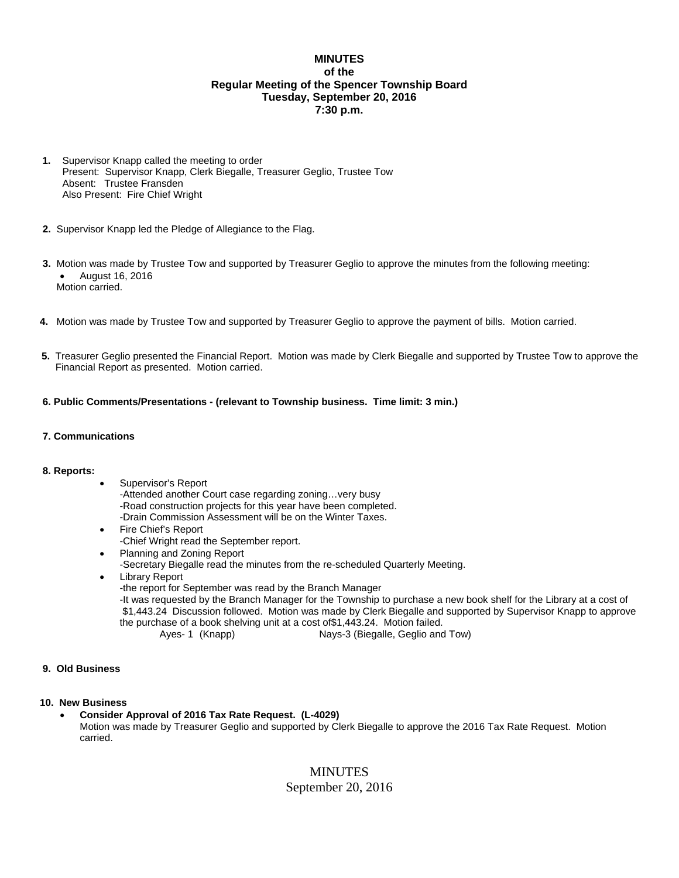# MINUTES
## of the
## Regular Meeting of the Spencer Township Board
## Tuesday, September 20, 2016
## 7:30 p.m.

**1.** Supervisor Knapp called the meeting to order
Present: Supervisor Knapp, Clerk Biegalle, Treasurer Geglio, Trustee Tow
Absent: Trustee Fransden
Also Present: Fire Chief Wright

**2.** Supervisor Knapp led the Pledge of Allegiance to the Flag.

**3.** Motion was made by Trustee Tow and supported by Treasurer Geglio to approve the minutes from the following meeting:
- August 16, 2016

Motion carried.

**4.** Motion was made by Trustee Tow and supported by Treasurer Geglio to approve the payment of bills. Motion carried.

**5.** Treasurer Geglio presented the Financial Report. Motion was made by Clerk Biegalle and supported by Trustee Tow to approve the Financial Report as presented. Motion carried.

**6. Public Comments/Presentations - (relevant to Township business. Time limit: 3 min.)**

**7. Communications**

**8. Reports:**

- Supervisor's Report
  -Attended another Court case regarding zoning…very busy
  -Road construction projects for this year have been completed.
  -Drain Commission Assessment will be on the Winter Taxes.
- Fire Chief's Report
  -Chief Wright read the September report.
- Planning and Zoning Report
  -Secretary Biegalle read the minutes from the re-scheduled Quarterly Meeting.
- Library Report
  -the report for September was read by the Branch Manager
  -It was requested by the Branch Manager for the Township to purchase a new book shelf for the Library at a cost of $1,443.24 Discussion followed. Motion was made by Clerk Biegalle and supported by Supervisor Knapp to approve the purchase of a book shelving unit at a cost of$1,443.24. Motion failed.
  Ayes- 1 (Knapp) Nays-3 (Biegalle, Geglio and Tow)

**9. Old Business**

**10. New Business**

- **Consider Approval of 2016 Tax Rate Request. (L-4029)**
  Motion was made by Treasurer Geglio and supported by Clerk Biegalle to approve the 2016 Tax Rate Request. Motion carried.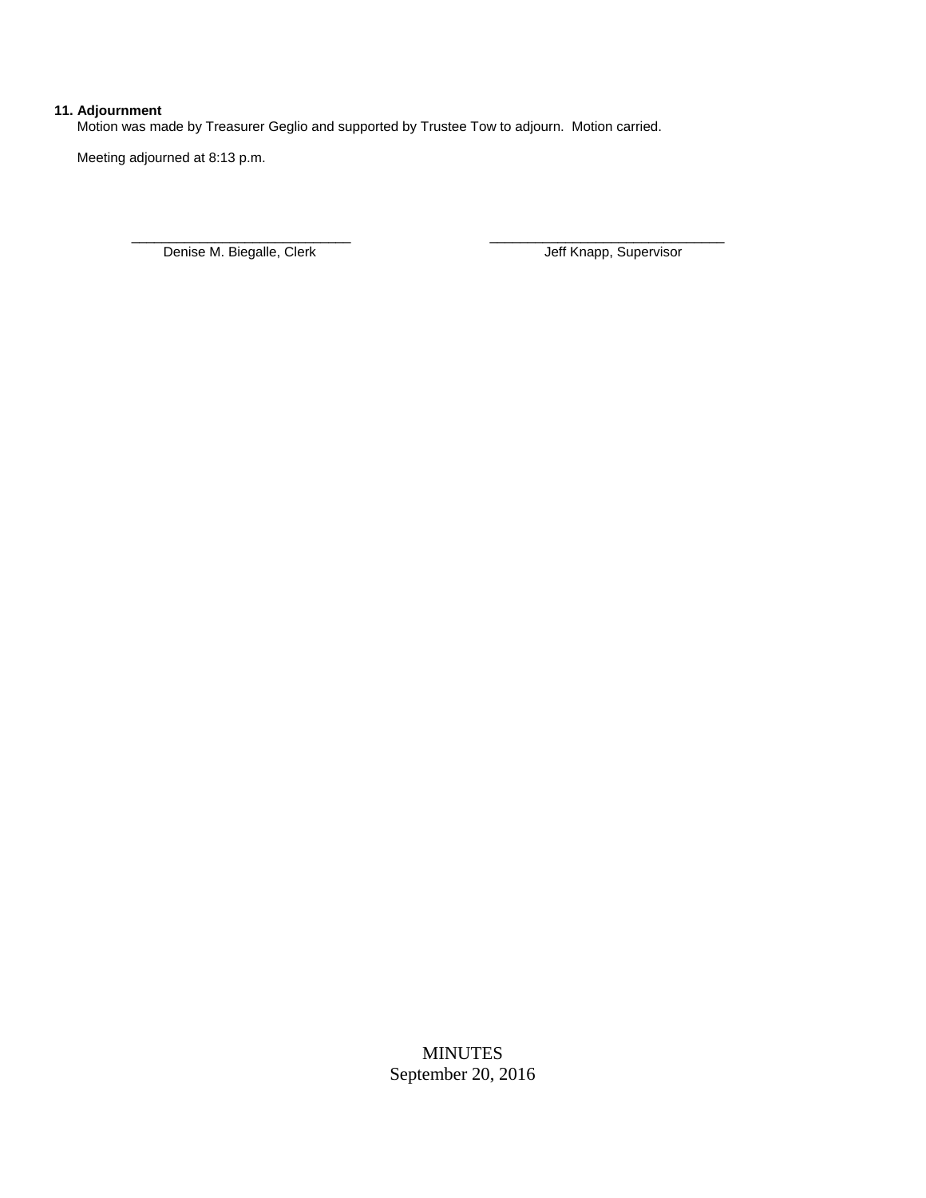**11. Adjournment**

Motion was made by Treasurer Geglio and supported by Trustee Tow to adjourn. Motion carried.

Meeting adjourned at 8:13 p.m.

| | |
|---|---|
| ______________________________ | ________________________________ |
| Denise M. Biegalle, Clerk | Jeff Knapp, Supervisor |